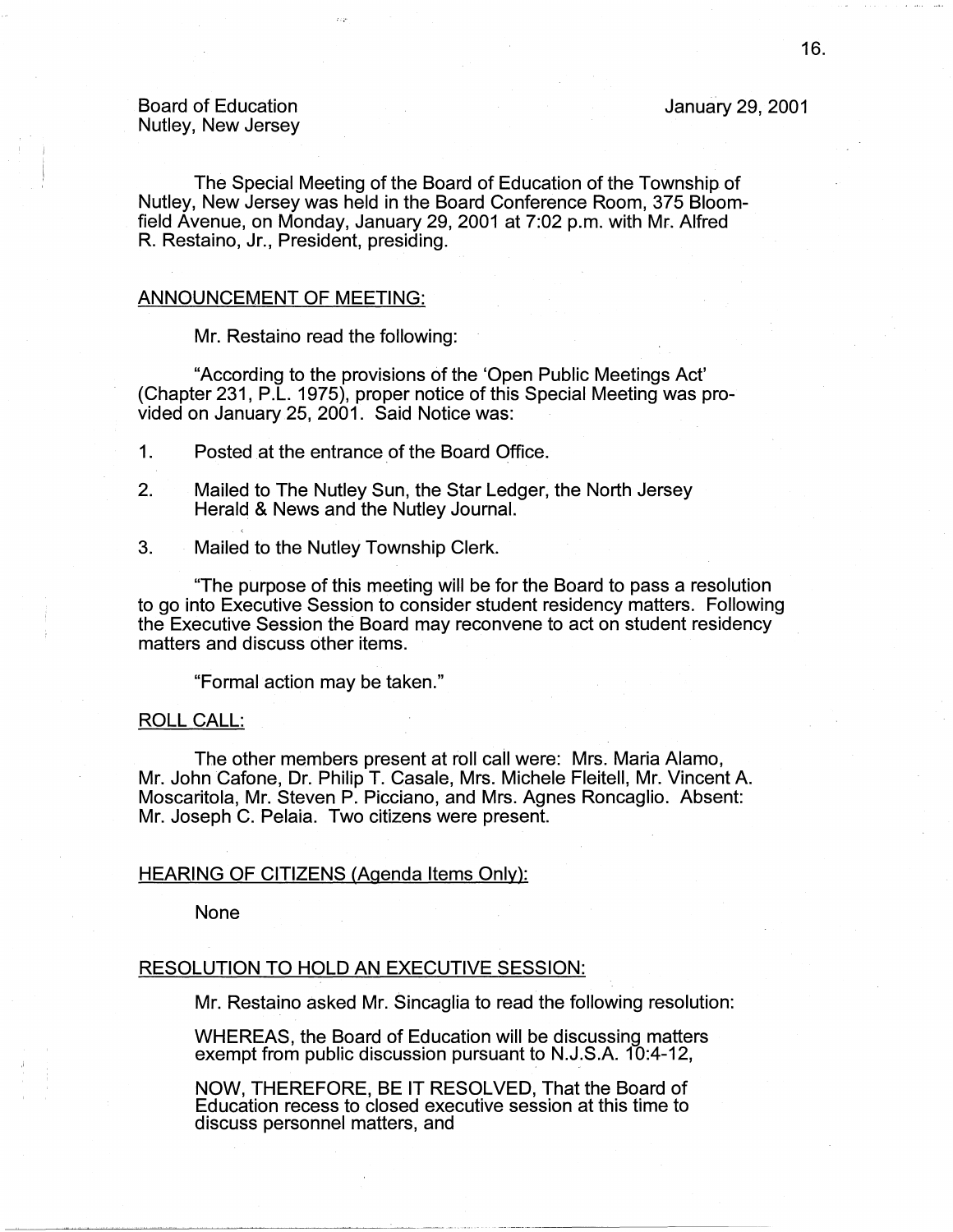Board of Education
Nutley, New Jersey

January 29, 2001

The Special Meeting of the Board of Education of the Township of Nutley, New Jersey was held in the Board Conference Room, 375 Bloomfield Avenue, on Monday, January 29, 2001 at 7:02 p.m. with Mr. Alfred R. Restaino, Jr., President, presiding.

## ANNOUNCEMENT OF MEETING:

Mr. Restaino read the following:

"According to the provisions of the 'Open Public Meetings Act' (Chapter 231, P.L. 1975), proper notice of this Special Meeting was provided on January 25, 2001. Said Notice was:

1. Posted at the entrance of the Board Office.
2. Mailed to The Nutley Sun, the Star Ledger, the North Jersey Herald & News and the Nutley Journal.
3. Mailed to the Nutley Township Clerk.

"The purpose of this meeting will be for the Board to pass a resolution to go into Executive Session to consider student residency matters. Following the Executive Session the Board may reconvene to act on student residency matters and discuss other items.

"Formal action may be taken."

## ROLL CALL:

The other members present at roll call were: Mrs. Maria Alamo, Mr. John Cafone, Dr. Philip T. Casale, Mrs. Michele Fleitell, Mr. Vincent A. Moscaritola, Mr. Steven P. Picciano, and Mrs. Agnes Roncaglio. Absent: Mr. Joseph C. Pelaia. Two citizens were present.

## HEARING OF CITIZENS (Agenda Items Only):

None

## RESOLUTION TO HOLD AN EXECUTIVE SESSION:

Mr. Restaino asked Mr. Sincaglia to read the following resolution:

WHEREAS, the Board of Education will be discussing matters exempt from public discussion pursuant to N.J.S.A. 10:4-12,

NOW, THEREFORE, BE IT RESOLVED, That the Board of Education recess to closed executive session at this time to discuss personnel matters, and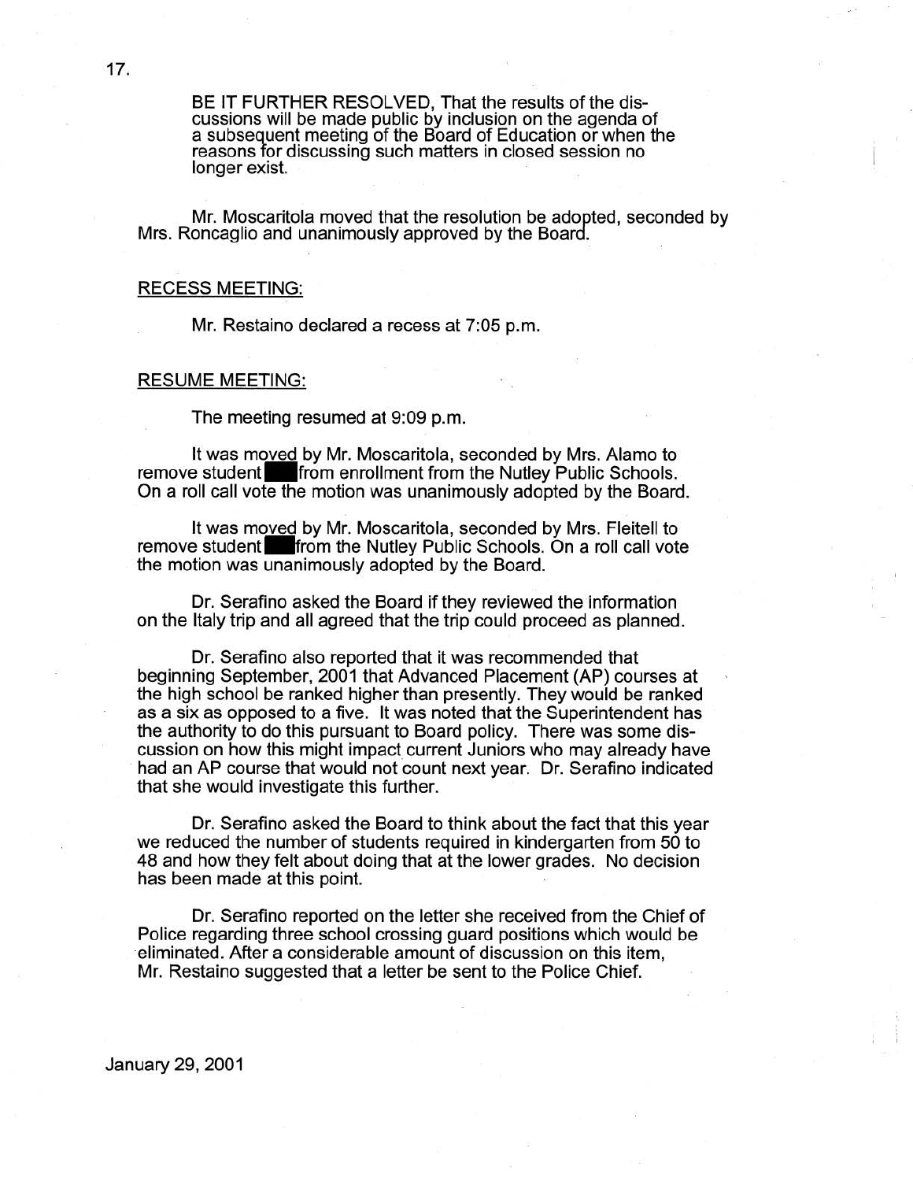BE IT FURTHER RESOLVED, That the results of the discussions will be made public by inclusion on the agenda of a subsequent meeting of the Board of Education or when the reasons for discussing such matters in closed session no longer exist.

Mr. Moscaritola moved that the resolution be adopted, seconded by Mrs. Roncaglio and unanimously approved by the Board.

RECESS MEETING:

Mr. Restaino declared a recess at 7:05 p.m.

RESUME MEETING:

The meeting resumed at 9:09 p.m.

It was moved by Mr. Moscaritola, seconded by Mrs. Alamo to remove student ███ from enrollment from the Nutley Public Schools. On a roll call vote the motion was unanimously adopted by the Board.

It was moved by Mr. Moscaritola, seconded by Mrs. Fleitell to remove student ███ from the Nutley Public Schools. On a roll call vote the motion was unanimously adopted by the Board.

Dr. Serafino asked the Board if they reviewed the information on the Italy trip and all agreed that the trip could proceed as planned.

Dr. Serafino also reported that it was recommended that beginning September, 2001 that Advanced Placement (AP) courses at the high school be ranked higher than presently. They would be ranked as a six as opposed to a five. It was noted that the Superintendent has the authority to do this pursuant to Board policy. There was some discussion on how this might impact current Juniors who may already have had an AP course that would not count next year. Dr. Serafino indicated that she would investigate this further.

Dr. Serafino asked the Board to think about the fact that this year we reduced the number of students required in kindergarten from 50 to 48 and how they felt about doing that at the lower grades. No decision has been made at this point.

Dr. Serafino reported on the letter she received from the Chief of Police regarding three school crossing guard positions which would be eliminated. After a considerable amount of discussion on this item, Mr. Restaino suggested that a letter be sent to the Police Chief.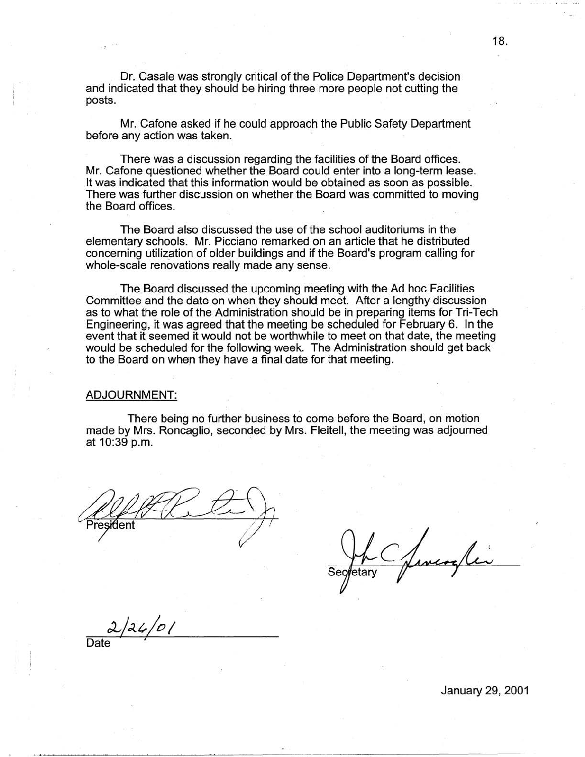Dr. Casale was strongly critical of the Police Department's decision and indicated that they should be hiring three more people not cutting the posts.

Mr. Cafone asked if he could approach the Public Safety Department before any action was taken.

There was a discussion regarding the facilities of the Board offices. Mr. Cafone questioned whether the Board could enter into a long-term lease. It was indicated that this information would be obtained as soon as possible. There was further discussion on whether the Board was committed to moving the Board offices.

The Board also discussed the use of the school auditoriums in the elementary schools. Mr. Picciano remarked on an article that he distributed concerning utilization of older buildings and if the Board's program calling for whole-scale renovations really made any sense.

The Board discussed the upcoming meeting with the Ad hoc Facilities Committee and the date on when they should meet. After a lengthy discussion as to what the role of the Administration should be in preparing items for Tri-Tech Engineering, it was agreed that the meeting be scheduled for February 6. In the event that it seemed it would not be worthwhile to meet on that date, the meeting would be scheduled for the following week. The Administration should get back to the Board on when they have a final date for that meeting.

ADJOURNMENT:

There being no further business to come before the Board, on motion made by Mrs. Roncaglio, seconded by Mrs. Fleitell, the meeting was adjourned at 10:39 p.m.

President

Secretary

2/26/01

Date

January 29, 2001